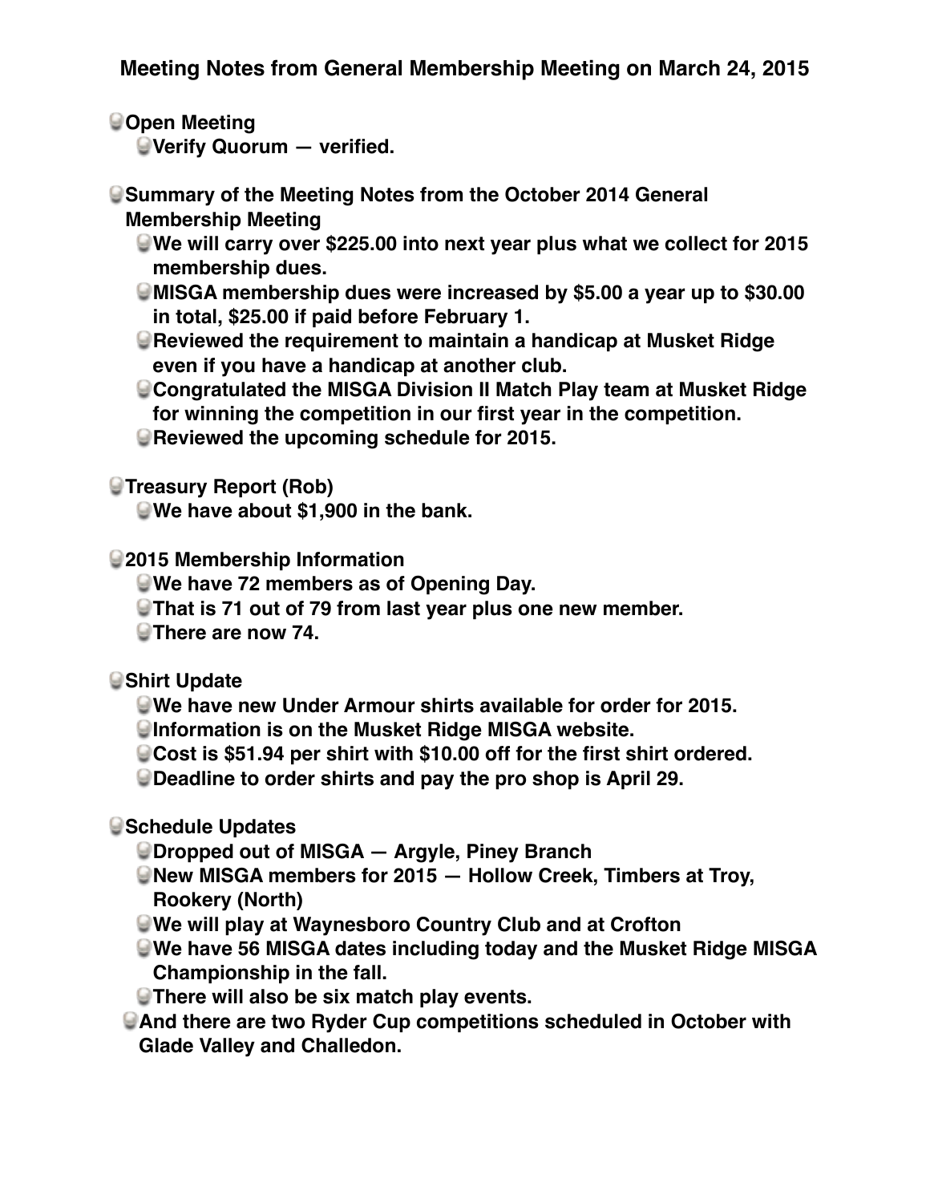# Meeting Notes from General Membership Meeting on March 24, 2015

- **Open Meeting**
  - **Verify Quorum — verified.**

- **Summary of the Meeting Notes from the October 2014 General Membership Meeting**
  - **We will carry over $225.00 into next year plus what we collect for 2015 membership dues.**
  - **MISGA membership dues were increased by $5.00 a year up to $30.00 in total, $25.00 if paid before February 1.**
  - **Reviewed the requirement to maintain a handicap at Musket Ridge even if you have a handicap at another club.**
  - **Congratulated the MISGA Division II Match Play team at Musket Ridge for winning the competition in our first year in the competition.**
  - **Reviewed the upcoming schedule for 2015.**

- **Treasury Report (Rob)**
  - **We have about $1,900 in the bank.**

- **2015 Membership Information**
  - **We have 72 members as of Opening Day.**
  - **That is 71 out of 79 from last year plus one new member.**
  - **There are now 74.**

- **Shirt Update**
  - **We have new Under Armour shirts available for order for 2015.**
  - **Information is on the Musket Ridge MISGA website.**
  - **Cost is $51.94 per shirt with $10.00 off for the first shirt ordered.**
  - **Deadline to order shirts and pay the pro shop is April 29.**

- **Schedule Updates**
  - **Dropped out of MISGA — Argyle, Piney Branch**
  - **New MISGA members for 2015 — Hollow Creek, Timbers at Troy, Rookery (North)**
  - **We will play at Waynesboro Country Club and at Crofton**
  - **We have 56 MISGA dates including today and the Musket Ridge MISGA Championship in the fall.**
  - **There will also be six match play events.**
  - **And there are two Ryder Cup competitions scheduled in October with Glade Valley and Challedon.**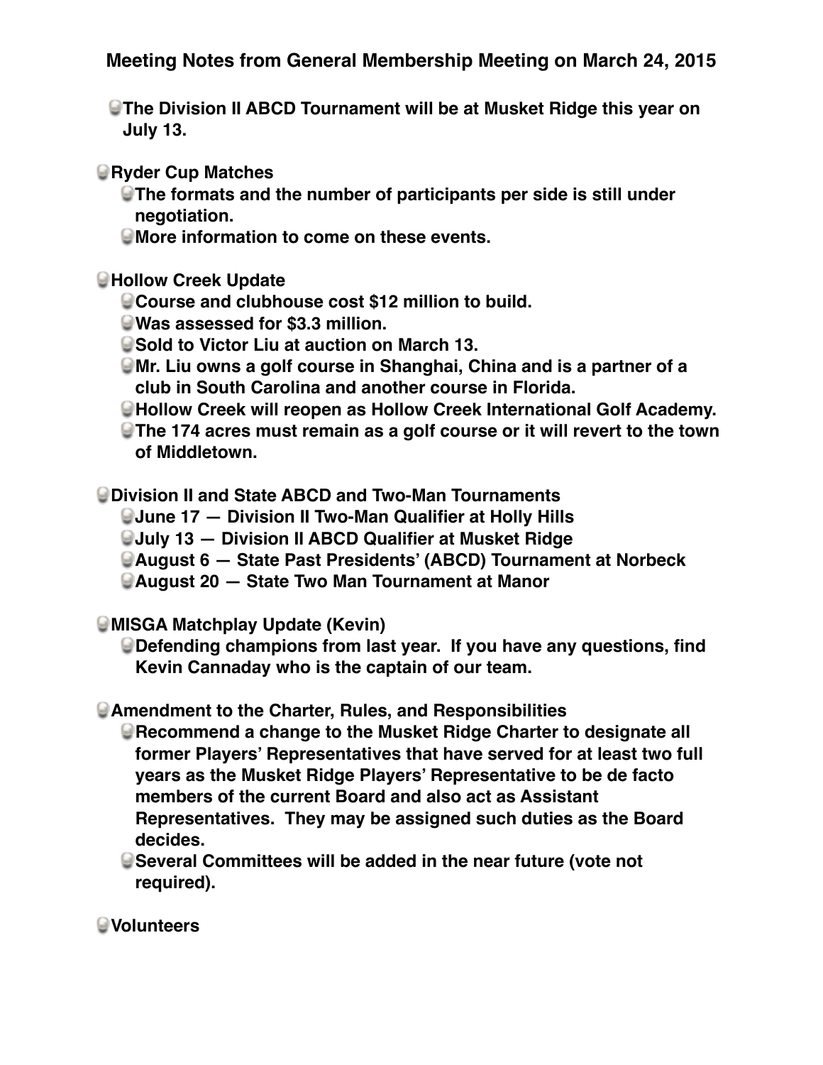**Meeting Notes from General Membership Meeting on March 24, 2015**

- **The Division II ABCD Tournament will be at Musket Ridge this year on July 13.**

- **Ryder Cup Matches**
  - **The formats and the number of participants per side is still under negotiation.**
  - **More information to come on these events.**

- **Hollow Creek Update**
  - **Course and clubhouse cost $12 million to build.**
  - **Was assessed for $3.3 million.**
  - **Sold to Victor Liu at auction on March 13.**
  - **Mr. Liu owns a golf course in Shanghai, China and is a partner of a club in South Carolina and another course in Florida.**
  - **Hollow Creek will reopen as Hollow Creek International Golf Academy.**
  - **The 174 acres must remain as a golf course or it will revert to the town of Middletown.**

- **Division II and State ABCD and Two-Man Tournaments**
  - **June 17 — Division II Two-Man Qualifier at Holly Hills**
  - **July 13 — Division II ABCD Qualifier at Musket Ridge**
  - **August 6 — State Past Presidents' (ABCD) Tournament at Norbeck**
  - **August 20 — State Two Man Tournament at Manor**

- **MISGA Matchplay Update (Kevin)**
  - **Defending champions from last year. If you have any questions, find Kevin Cannaday who is the captain of our team.**

- **Amendment to the Charter, Rules, and Responsibilities**
  - **Recommend a change to the Musket Ridge Charter to designate all former Players' Representatives that have served for at least two full years as the Musket Ridge Players' Representative to be de facto members of the current Board and also act as Assistant Representatives. They may be assigned such duties as the Board decides.**
  - **Several Committees will be added in the near future (vote not required).**

- **Volunteers**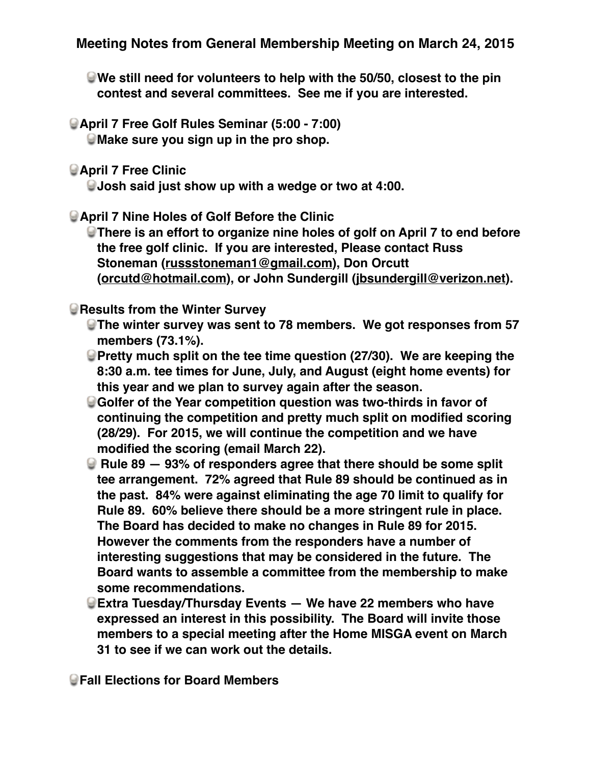# Meeting Notes from General Membership Meeting on March 24, 2015

  - **We still need for volunteers to help with the 50/50, closest to the pin contest and several committees. See me if you are interested.**

- **April 7 Free Golf Rules Seminar (5:00 - 7:00)**
  - **Make sure you sign up in the pro shop.**

- **April 7 Free Clinic**
  - **Josh said just show up with a wedge or two at 4:00.**

- **April 7 Nine Holes of Golf Before the Clinic**
  - **There is an effort to organize nine holes of golf on April 7 to end before the free golf clinic. If you are interested, Please contact Russ Stoneman (russstoneman1@gmail.com), Don Orcutt (orcutd@hotmail.com), or John Sundergill (jbsundergill@verizon.net).**

- **Results from the Winter Survey**
  - **The winter survey was sent to 78 members. We got responses from 57 members (73.1%).**
  - **Pretty much split on the tee time question (27/30). We are keeping the 8:30 a.m. tee times for June, July, and August (eight home events) for this year and we plan to survey again after the season.**
  - **Golfer of the Year competition question was two-thirds in favor of continuing the competition and pretty much split on modified scoring (28/29). For 2015, we will continue the competition and we have modified the scoring (email March 22).**
  - **Rule 89 — 93% of responders agree that there should be some split tee arrangement. 72% agreed that Rule 89 should be continued as in the past. 84% were against eliminating the age 70 limit to qualify for Rule 89. 60% believe there should be a more stringent rule in place. The Board has decided to make no changes in Rule 89 for 2015. However the comments from the responders have a number of interesting suggestions that may be considered in the future. The Board wants to assemble a committee from the membership to make some recommendations.**
  - **Extra Tuesday/Thursday Events — We have 22 members who have expressed an interest in this possibility. The Board will invite those members to a special meeting after the Home MISGA event on March 31 to see if we can work out the details.**

- **Fall Elections for Board Members**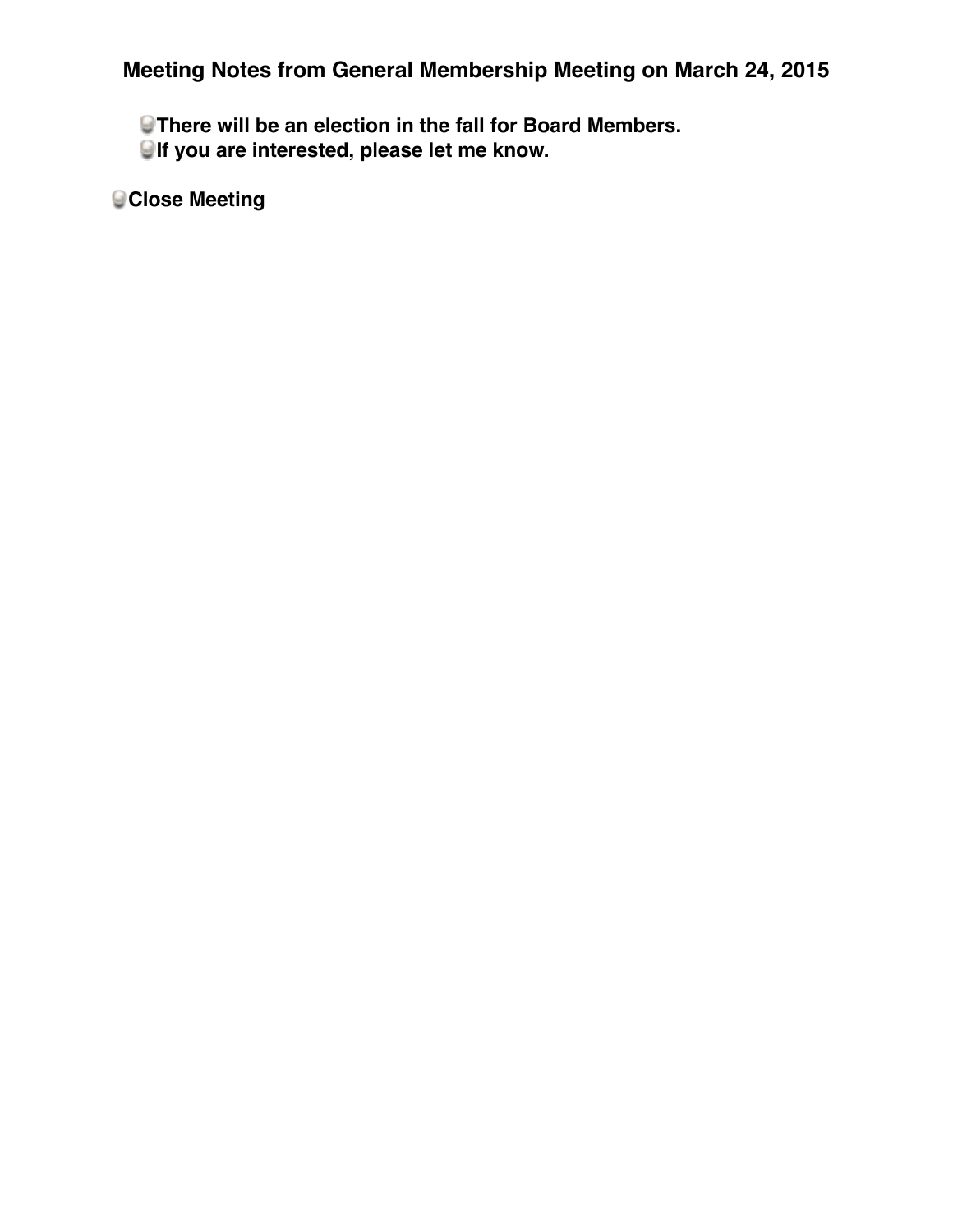**Meeting Notes from General Membership Meeting on March 24, 2015**

- **There will be an election in the fall for Board Members.**
- **If you are interested, please let me know.**

- **Close Meeting**